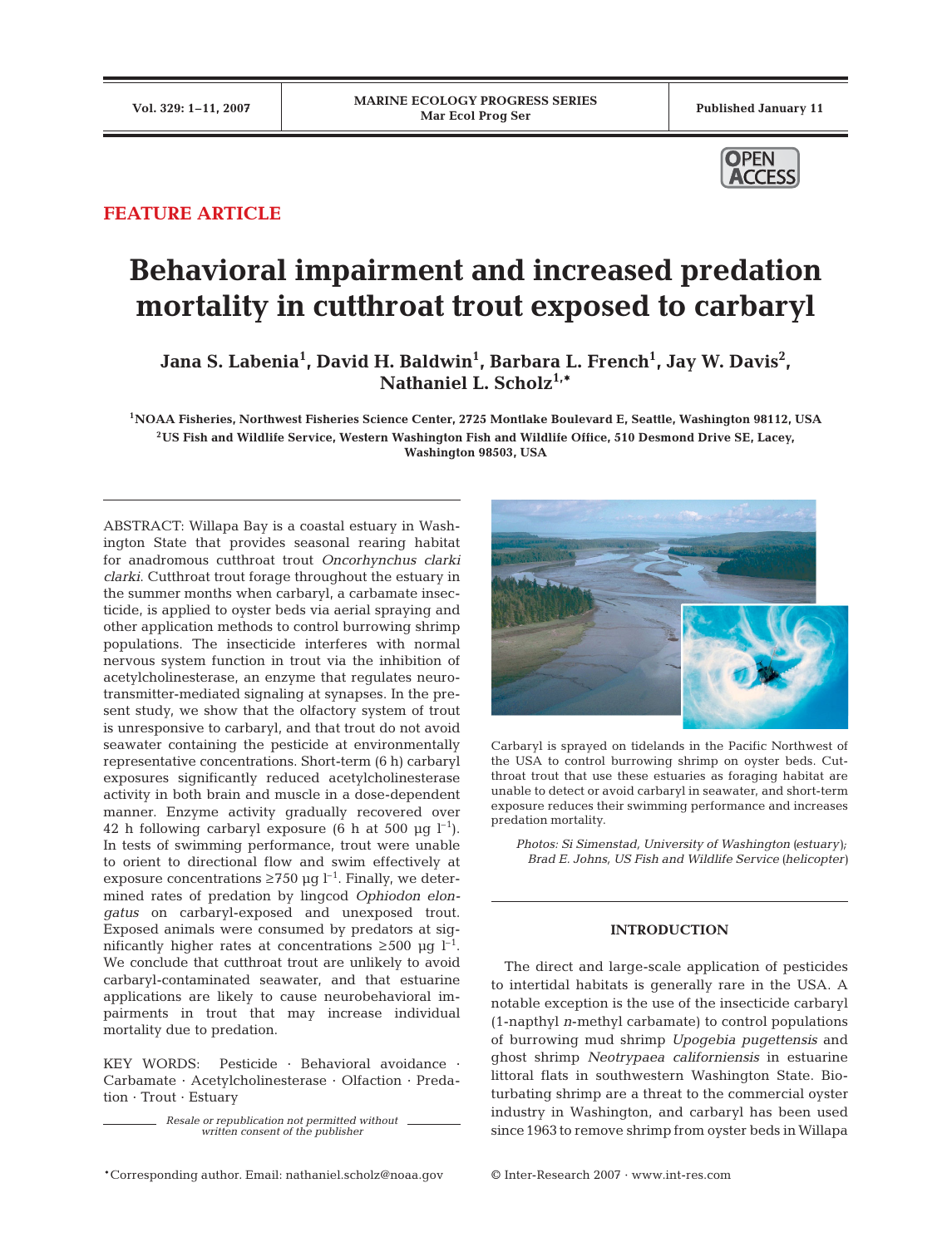FEATURE ARTICLE

# Behavioral impairment and increased predation mortality in cutthroat trout exposed to carbaryl

**Jana S. Labenia[1], David H. Baldwin[1], Barbara L. French[1], Jay W. Davis[2], Nathaniel L. Scholz[1,*]**

[1]NOAA Fisheries, Northwest Fisheries Science Center, 2725 Montlake Boulevard E, Seattle, Washington 98112, USA
[2]US Fish and Wildlife Service, Western Washington Fish and Wildlife Office, 510 Desmond Drive SE, Lacey, Washington 98503, USA

ABSTRACT: Willapa Bay is a coastal estuary in Washington State that provides seasonal rearing habitat for anadromous cutthroat trout *Oncorhynchus clarki clarki*. Cutthroat trout forage throughout the estuary in the summer months when carbaryl, a carbamate insecticide, is applied to oyster beds via aerial spraying and other application methods to control burrowing shrimp populations. The insecticide interferes with normal nervous system function in trout via the inhibition of acetylcholinesterase, an enzyme that regulates neurotransmitter-mediated signaling at synapses. In the present study, we show that the olfactory system of trout is unresponsive to carbaryl, and that trout do not avoid seawater containing the pesticide at environmentally representative concentrations. Short-term (6 h) carbaryl exposures significantly reduced acetylcholinesterase activity in both brain and muscle in a dose-dependent manner. Enzyme activity gradually recovered over 42 h following carbaryl exposure (6 h at 500 µg $l^{-1}$). In tests of swimming performance, trout were unable to orient to directional flow and swim effectively at exposure concentrations ≥750 µg $l^{-1}$. Finally, we determined rates of predation by lingcod *Ophiodon elongatus* on carbaryl-exposed and unexposed trout. Exposed animals were consumed by predators at significantly higher rates at concentrations ≥500 µg $l^{-1}$. We conclude that cutthroat trout are unlikely to avoid carbaryl-contaminated seawater, and that estuarine applications are likely to cause neurobehavioral impairments in trout that may increase individual mortality due to predation.

KEY WORDS: Pesticide · Behavioral avoidance · Carbamate · Acetylcholinesterase · Olfaction · Predation · Trout · Estuary

*Resale or republication not permitted without written consent of the publisher*

Carbaryl is sprayed on tidelands in the Pacific Northwest of the USA to control burrowing shrimp on oyster beds. Cutthroat trout that use these estuaries as foraging habitat are unable to detect or avoid carbaryl in seawater, and short-term exposure reduces their swimming performance and increases predation mortality.

*Photos: Si Simenstad, University of Washington (estuary); Brad E. Johns, US Fish and Wildlife Service (helicopter)*

## INTRODUCTION

The direct and large-scale application of pesticides to intertidal habitats is generally rare in the USA. A notable exception is the use of the insecticide carbaryl (1-napthyl *n*-methyl carbamate) to control populations of burrowing mud shrimp *Upogebia pugettensis* and ghost shrimp *Neotrypaea californiensis* in estuarine littoral flats in southwestern Washington State. Bioturbating shrimp are a threat to the commercial oyster industry in Washington, and carbaryl has been used since 1963 to remove shrimp from oyster beds in Willapa

*Corresponding author. Email: nathaniel.scholz@noaa.gov

© Inter-Research 2007 · www.int-res.com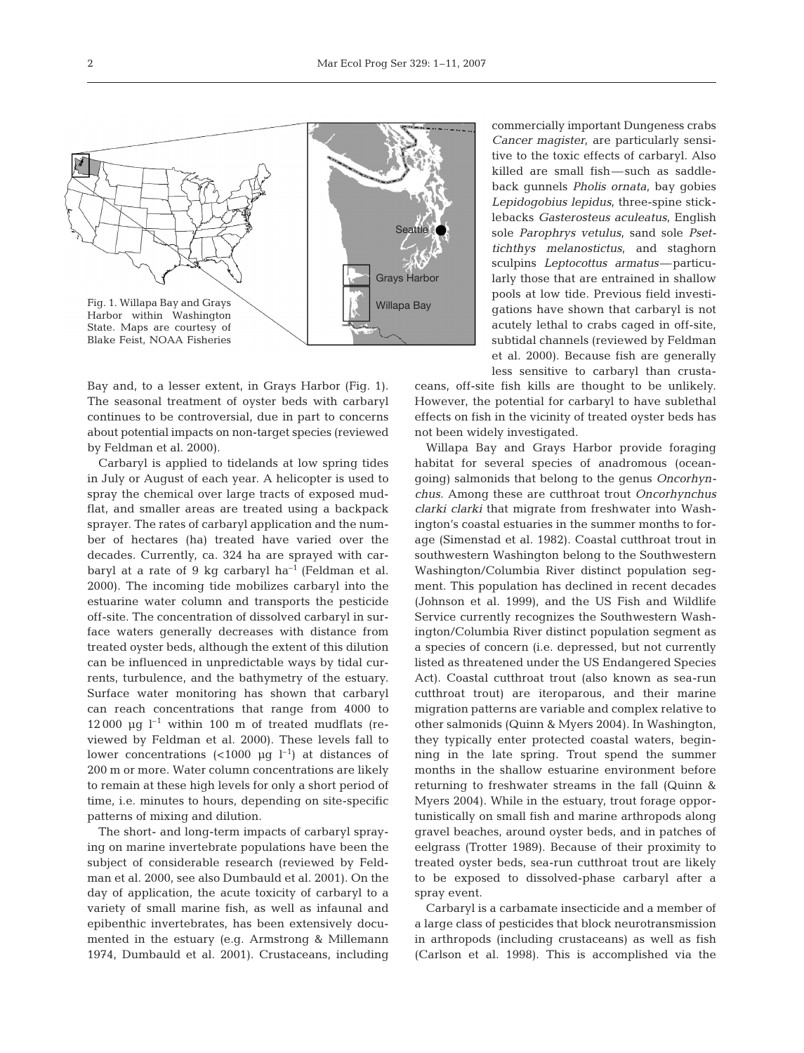Fig. 1. Willapa Bay and Grays Harbor within Washington State. Maps are courtesy of Blake Feist, NOAA Fisheries

Bay and, to a lesser extent, in Grays Harbor (Fig. 1). The seasonal treatment of oyster beds with carbaryl continues to be controversial, due in part to concerns about potential impacts on non-target species (reviewed by Feldman et al. 2000).

Carbaryl is applied to tidelands at low spring tides in July or August of each year. A helicopter is used to spray the chemical over large tracts of exposed mudflat, and smaller areas are treated using a backpack sprayer. The rates of carbaryl application and the number of hectares (ha) treated have varied over the decades. Currently, ca. 324 ha are sprayed with carbaryl at a rate of 9 kg carbaryl ha$^{-1}$ (Feldman et al. 2000). The incoming tide mobilizes carbaryl into the estuarine water column and transports the pesticide off-site. The concentration of dissolved carbaryl in surface waters generally decreases with distance from treated oyster beds, although the extent of this dilution can be influenced in unpredictable ways by tidal currents, turbulence, and the bathymetry of the estuary. Surface water monitoring has shown that carbaryl can reach concentrations that range from 4000 to 12 000 µg l$^{-1}$ within 100 m of treated mudflats (reviewed by Feldman et al. 2000). These levels fall to lower concentrations (<1000 µg l$^{-1}$) at distances of 200 m or more. Water column concentrations are likely to remain at these high levels for only a short period of time, i.e. minutes to hours, depending on site-specific patterns of mixing and dilution.

The short- and long-term impacts of carbaryl spraying on marine invertebrate populations have been the subject of considerable research (reviewed by Feldman et al. 2000, see also Dumbauld et al. 2001). On the day of application, the acute toxicity of carbaryl to a variety of small marine fish, as well as infaunal and epibenthic invertebrates, has been extensively documented in the estuary (e.g. Armstrong & Millemann 1974, Dumbauld et al. 2001). Crustaceans, including commercially important Dungeness crabs *Cancer magister*, are particularly sensitive to the toxic effects of carbaryl. Also killed are small fish — such as saddleback gunnels *Pholis ornata*, bay gobies *Lepidogobius lepidus*, three-spine sticklebacks *Gasterosteus aculeatus*, English sole *Parophrys vetulus*, sand sole *Psettichthys melanostictus*, and staghorn sculpins *Leptocottus armatus* — particularly those that are entrained in shallow pools at low tide. Previous field investigations have shown that carbaryl is not acutely lethal to crabs caged in off-site, subtidal channels (reviewed by Feldman et al. 2000). Because fish are generally less sensitive to carbaryl than crustaceans, off-site fish kills are thought to be unlikely. However, the potential for carbaryl to have sublethal effects on fish in the vicinity of treated oyster beds has not been widely investigated.

Willapa Bay and Grays Harbor provide foraging habitat for several species of anadromous (ocean-going) salmonids that belong to the genus *Oncorhynchus.* Among these are cutthroat trout *Oncorhynchus clarki clarki* that migrate from freshwater into Washington's coastal estuaries in the summer months to forage (Simenstad et al. 1982). Coastal cutthroat trout in southwestern Washington belong to the Southwestern Washington/Columbia River distinct population segment. This population has declined in recent decades (Johnson et al. 1999), and the US Fish and Wildlife Service currently recognizes the Southwestern Washington/Columbia River distinct population segment as a species of concern (i.e. depressed, but not currently listed as threatened under the US Endangered Species Act). Coastal cutthroat trout (also known as sea-run cutthroat trout) are iteroparous, and their marine migration patterns are variable and complex relative to other salmonids (Quinn & Myers 2004). In Washington, they typically enter protected coastal waters, beginning in the late spring. Trout spend the summer months in the shallow estuarine environment before returning to freshwater streams in the fall (Quinn & Myers 2004). While in the estuary, trout forage opportunistically on small fish and marine arthropods along gravel beaches, around oyster beds, and in patches of eelgrass (Trotter 1989). Because of their proximity to treated oyster beds, sea-run cutthroat trout are likely to be exposed to dissolved-phase carbaryl after a spray event.

Carbaryl is a carbamate insecticide and a member of a large class of pesticides that block neurotransmission in arthropods (including crustaceans) as well as fish (Carlson et al. 1998). This is accomplished via the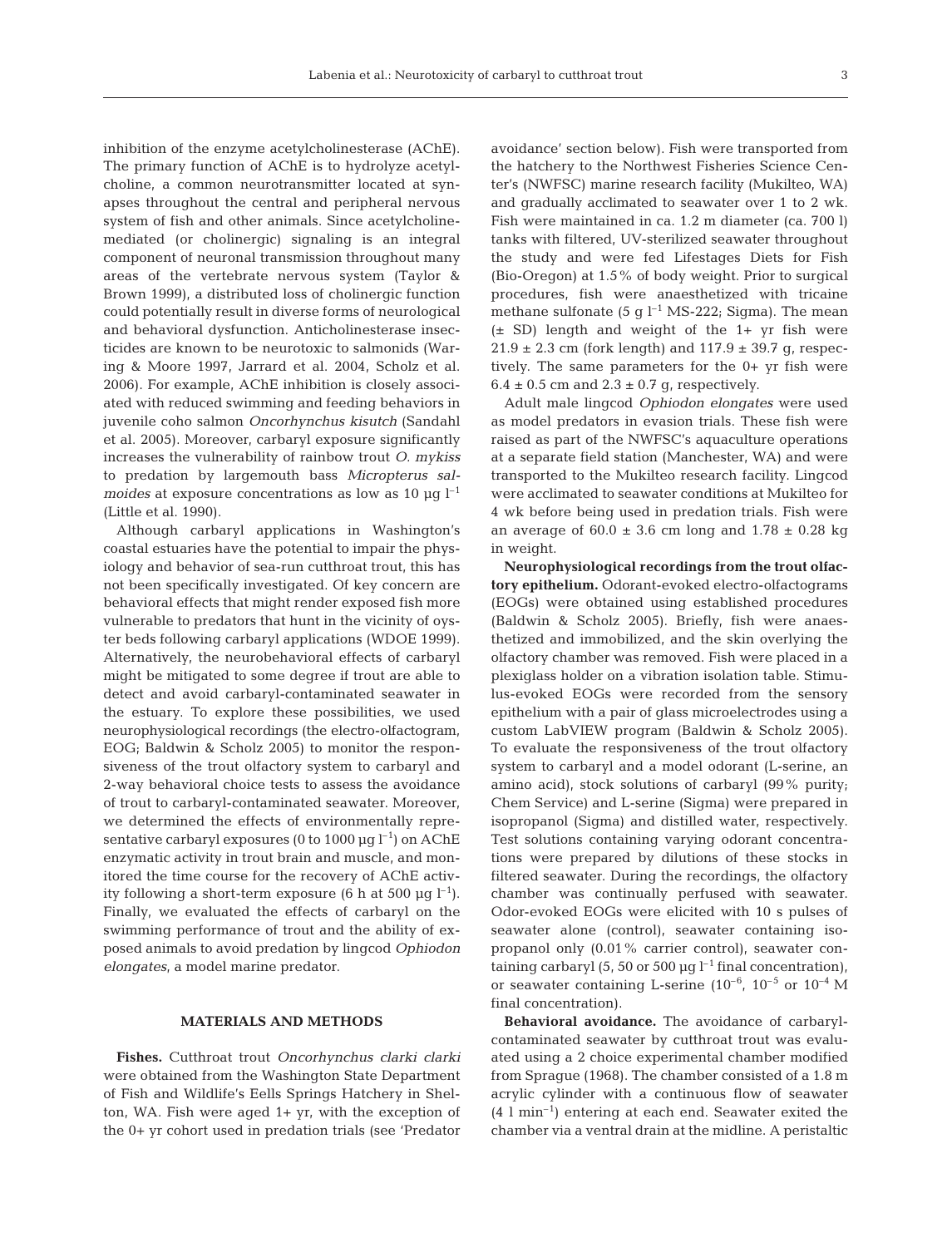inhibition of the enzyme acetylcholinesterase (AChE). The primary function of AChE is to hydrolyze acetylcholine, a common neurotransmitter located at synapses throughout the central and peripheral nervous system of fish and other animals. Since acetylcholine-mediated (or cholinergic) signaling is an integral component of neuronal transmission throughout many areas of the vertebrate nervous system (Taylor & Brown 1999), a distributed loss of cholinergic function could potentially result in diverse forms of neurological and behavioral dysfunction. Anticholinesterase insecticides are known to be neurotoxic to salmonids (Waring & Moore 1997, Jarrard et al. 2004, Scholz et al. 2006). For example, AChE inhibition is closely associated with reduced swimming and feeding behaviors in juvenile coho salmon *Oncorhynchus kisutch* (Sandahl et al. 2005). Moreover, carbaryl exposure significantly increases the vulnerability of rainbow trout *O. mykiss* to predation by largemouth bass *Micropterus salmoides* at exposure concentrations as low as 10 µg $l^{-1}$ (Little et al. 1990).

Although carbaryl applications in Washington's coastal estuaries have the potential to impair the physiology and behavior of sea-run cutthroat trout, this has not been specifically investigated. Of key concern are behavioral effects that might render exposed fish more vulnerable to predators that hunt in the vicinity of oyster beds following carbaryl applications (WDOE 1999). Alternatively, the neurobehavioral effects of carbaryl might be mitigated to some degree if trout are able to detect and avoid carbaryl-contaminated seawater in the estuary. To explore these possibilities, we used neurophysiological recordings (the electro-olfactogram, EOG; Baldwin & Scholz 2005) to monitor the responsiveness of the trout olfactory system to carbaryl and 2-way behavioral choice tests to assess the avoidance of trout to carbaryl-contaminated seawater. Moreover, we determined the effects of environmentally representative carbaryl exposures (0 to 1000 µg $l^{-1}$) on AChE enzymatic activity in trout brain and muscle, and monitored the time course for the recovery of AChE activity following a short-term exposure (6 h at 500 µg $l^{-1}$). Finally, we evaluated the effects of carbaryl on the swimming performance of trout and the ability of exposed animals to avoid predation by lingcod *Ophiodon elongates*, a model marine predator.

## MATERIALS AND METHODS

**Fishes.** Cutthroat trout *Oncorhynchus clarki clarki* were obtained from the Washington State Department of Fish and Wildlife's Eells Springs Hatchery in Shelton, WA. Fish were aged 1+ yr, with the exception of the 0+ yr cohort used in predation trials (see 'Predator avoidance' section below). Fish were transported from the hatchery to the Northwest Fisheries Science Center's (NWFSC) marine research facility (Mukilteo, WA) and gradually acclimated to seawater over 1 to 2 wk. Fish were maintained in ca. 1.2 m diameter (ca. 700 l) tanks with filtered, UV-sterilized seawater throughout the study and were fed Lifestages Diets for Fish (Bio-Oregon) at 1.5% of body weight. Prior to surgical procedures, fish were anaesthetized with tricaine methane sulfonate (5 g $l^{-1}$ MS-222; Sigma). The mean (± SD) length and weight of the 1+ yr fish were 21.9 ± 2.3 cm (fork length) and 117.9 ± 39.7 g, respectively. The same parameters for the 0+ yr fish were 6.4 ± 0.5 cm and 2.3 ± 0.7 g, respectively.

Adult male lingcod *Ophiodon elongates* were used as model predators in evasion trials. These fish were raised as part of the NWFSC's aquaculture operations at a separate field station (Manchester, WA) and were transported to the Mukilteo research facility. Lingcod were acclimated to seawater conditions at Mukilteo for 4 wk before being used in predation trials. Fish were an average of 60.0 ± 3.6 cm long and 1.78 ± 0.28 kg in weight.

**Neurophysiological recordings from the trout olfactory epithelium.** Odorant-evoked electro-olfactograms (EOGs) were obtained using established procedures (Baldwin & Scholz 2005). Briefly, fish were anaesthetized and immobilized, and the skin overlying the olfactory chamber was removed. Fish were placed in a plexiglass holder on a vibration isolation table. Stimulus-evoked EOGs were recorded from the sensory epithelium with a pair of glass microelectrodes using a custom LabVIEW program (Baldwin & Scholz 2005). To evaluate the responsiveness of the trout olfactory system to carbaryl and a model odorant (L-serine, an amino acid), stock solutions of carbaryl (99% purity; Chem Service) and L-serine (Sigma) were prepared in isopropanol (Sigma) and distilled water, respectively. Test solutions containing varying odorant concentrations were prepared by dilutions of these stocks in filtered seawater. During the recordings, the olfactory chamber was continually perfused with seawater. Odor-evoked EOGs were elicited with 10 s pulses of seawater alone (control), seawater containing isopropanol only (0.01% carrier control), seawater containing carbaryl (5, 50 or 500 µg $l^{-1}$ final concentration), or seawater containing L-serine ($10^{-6}$, $10^{-5}$ or $10^{-4}$ M final concentration).

**Behavioral avoidance.** The avoidance of carbaryl-contaminated seawater by cutthroat trout was evaluated using a 2 choice experimental chamber modified from Sprague (1968). The chamber consisted of a 1.8 m acrylic cylinder with a continuous flow of seawater (4 l $min^{-1}$) entering at each end. Seawater exited the chamber via a ventral drain at the midline. A peristaltic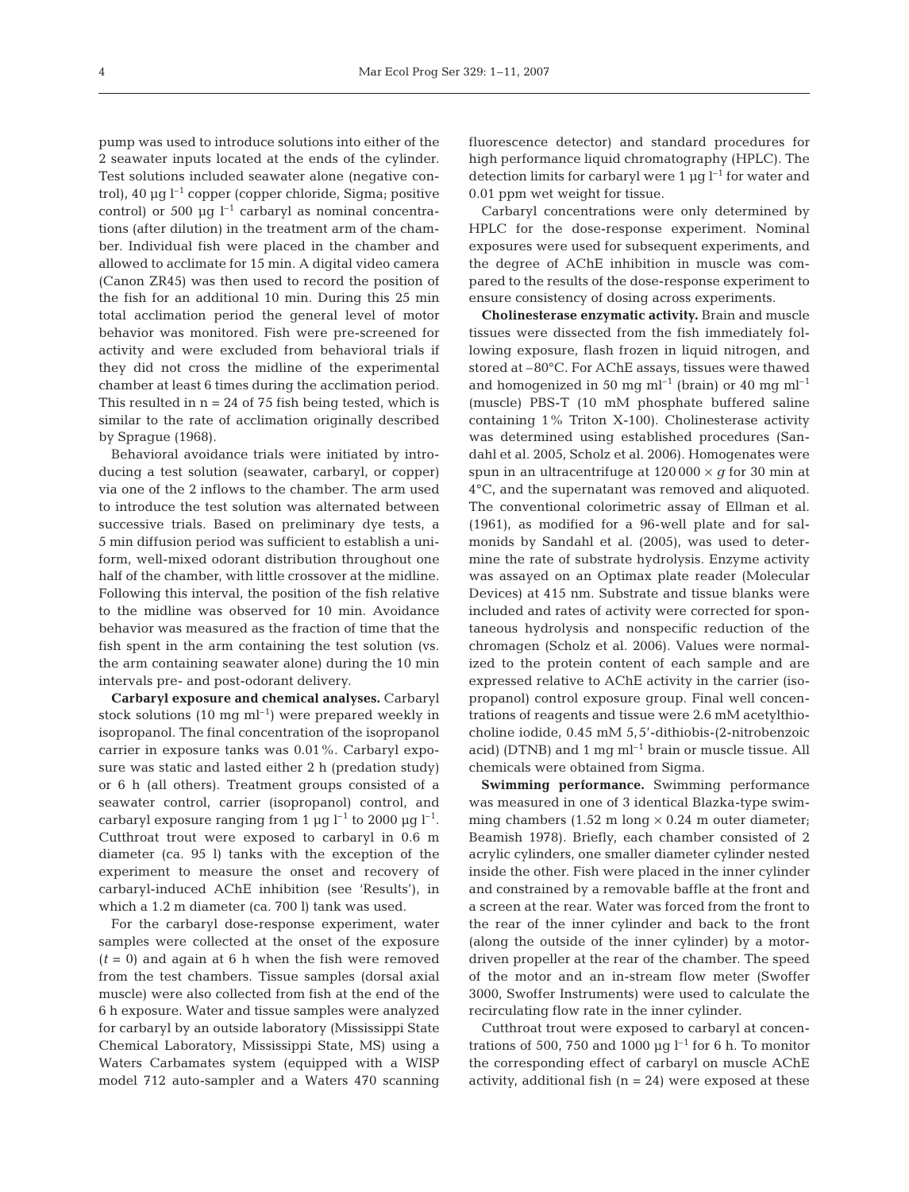pump was used to introduce solutions into either of the 2 seawater inputs located at the ends of the cylinder. Test solutions included seawater alone (negative control), 40 µg $l^{-1}$ copper (copper chloride, Sigma; positive control) or 500 µg $l^{-1}$ carbaryl as nominal concentrations (after dilution) in the treatment arm of the chamber. Individual fish were placed in the chamber and allowed to acclimate for 15 min. A digital video camera (Canon ZR45) was then used to record the position of the fish for an additional 10 min. During this 25 min total acclimation period the general level of motor behavior was monitored. Fish were pre-screened for activity and were excluded from behavioral trials if they did not cross the midline of the experimental chamber at least 6 times during the acclimation period. This resulted in n = 24 of 75 fish being tested, which is similar to the rate of acclimation originally described by Sprague (1968).

Behavioral avoidance trials were initiated by introducing a test solution (seawater, carbaryl, or copper) via one of the 2 inflows to the chamber. The arm used to introduce the test solution was alternated between successive trials. Based on preliminary dye tests, a 5 min diffusion period was sufficient to establish a uniform, well-mixed odorant distribution throughout one half of the chamber, with little crossover at the midline. Following this interval, the position of the fish relative to the midline was observed for 10 min. Avoidance behavior was measured as the fraction of time that the fish spent in the arm containing the test solution (vs. the arm containing seawater alone) during the 10 min intervals pre- and post-odorant delivery.

**Carbaryl exposure and chemical analyses.** Carbaryl stock solutions (10 mg $ml^{-1}$) were prepared weekly in isopropanol. The final concentration of the isopropanol carrier in exposure tanks was 0.01%. Carbaryl exposure was static and lasted either 2 h (predation study) or 6 h (all others). Treatment groups consisted of a seawater control, carrier (isopropanol) control, and carbaryl exposure ranging from 1 µg $l^{-1}$ to 2000 µg $l^{-1}$. Cutthroat trout were exposed to carbaryl in 0.6 m diameter (ca. 95 l) tanks with the exception of the experiment to measure the onset and recovery of carbaryl-induced AChE inhibition (see 'Results'), in which a 1.2 m diameter (ca. 700 l) tank was used.

For the carbaryl dose-response experiment, water samples were collected at the onset of the exposure ($t$ = 0) and again at 6 h when the fish were removed from the test chambers. Tissue samples (dorsal axial muscle) were also collected from fish at the end of the 6 h exposure. Water and tissue samples were analyzed for carbaryl by an outside laboratory (Mississippi State Chemical Laboratory, Mississippi State, MS) using a Waters Carbamates system (equipped with a WISP model 712 auto-sampler and a Waters 470 scanning fluorescence detector) and standard procedures for high performance liquid chromatography (HPLC). The detection limits for carbaryl were 1 µg $l^{-1}$ for water and 0.01 ppm wet weight for tissue.

Carbaryl concentrations were only determined by HPLC for the dose-response experiment. Nominal exposures were used for subsequent experiments, and the degree of AChE inhibition in muscle was compared to the results of the dose-response experiment to ensure consistency of dosing across experiments.

**Cholinesterase enzymatic activity.** Brain and muscle tissues were dissected from the fish immediately following exposure, flash frozen in liquid nitrogen, and stored at –80°C. For AChE assays, tissues were thawed and homogenized in 50 mg $ml^{-1}$ (brain) or 40 mg $ml^{-1}$ (muscle) PBS-T (10 mM phosphate buffered saline containing 1% Triton X-100). Cholinesterase activity was determined using established procedures (Sandahl et al. 2005, Scholz et al. 2006). Homogenates were spun in an ultracentrifuge at 120 000 × $g$ for 30 min at 4°C, and the supernatant was removed and aliquoted. The conventional colorimetric assay of Ellman et al. (1961), as modified for a 96-well plate and for salmonids by Sandahl et al. (2005), was used to determine the rate of substrate hydrolysis. Enzyme activity was assayed on an Optimax plate reader (Molecular Devices) at 415 nm. Substrate and tissue blanks were included and rates of activity were corrected for spontaneous hydrolysis and nonspecific reduction of the chromagen (Scholz et al. 2006). Values were normalized to the protein content of each sample and are expressed relative to AChE activity in the carrier (isopropanol) control exposure group. Final well concentrations of reagents and tissue were 2.6 mM acetylthiocholine iodide, 0.45 mM 5,5'-dithiobis-(2-nitrobenzoic acid) (DTNB) and 1 mg $ml^{-1}$ brain or muscle tissue. All chemicals were obtained from Sigma.

**Swimming performance.** Swimming performance was measured in one of 3 identical Blazka-type swimming chambers (1.52 m long × 0.24 m outer diameter; Beamish 1978). Briefly, each chamber consisted of 2 acrylic cylinders, one smaller diameter cylinder nested inside the other. Fish were placed in the inner cylinder and constrained by a removable baffle at the front and a screen at the rear. Water was forced from the front to the rear of the inner cylinder and back to the front (along the outside of the inner cylinder) by a motor-driven propeller at the rear of the chamber. The speed of the motor and an in-stream flow meter (Swoffer 3000, Swoffer Instruments) were used to calculate the recirculating flow rate in the inner cylinder.

Cutthroat trout were exposed to carbaryl at concentrations of 500, 750 and 1000 µg $l^{-1}$ for 6 h. To monitor the corresponding effect of carbaryl on muscle AChE activity, additional fish (n = 24) were exposed at these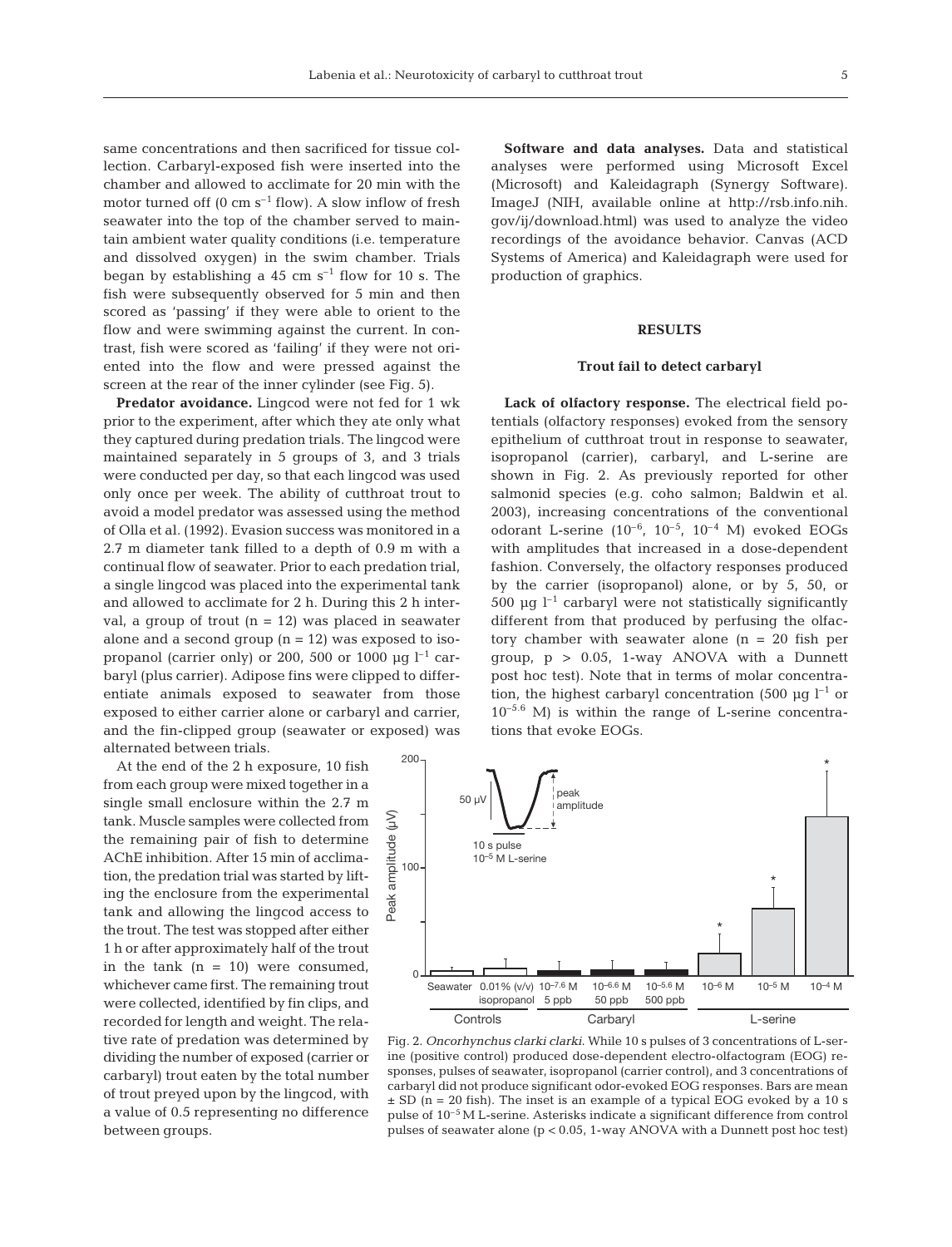same concentrations and then sacrificed for tissue collection. Carbaryl-exposed fish were inserted into the chamber and allowed to acclimate for 20 min with the motor turned off (0 cm $s^{-1}$ flow). A slow inflow of fresh seawater into the top of the chamber served to maintain ambient water quality conditions (i.e. temperature and dissolved oxygen) in the swim chamber. Trials began by establishing a 45 cm $s^{-1}$ flow for 10 s. The fish were subsequently observed for 5 min and then scored as 'passing' if they were able to orient to the flow and were swimming against the current. In contrast, fish were scored as 'failing' if they were not oriented into the flow and were pressed against the screen at the rear of the inner cylinder (see Fig. 5).

**Predator avoidance.** Lingcod were not fed for 1 wk prior to the experiment, after which they ate only what they captured during predation trials. The lingcod were maintained separately in 5 groups of 3, and 3 trials were conducted per day, so that each lingcod was used only once per week. The ability of cutthroat trout to avoid a model predator was assessed using the method of Olla et al. (1992). Evasion success was monitored in a 2.7 m diameter tank filled to a depth of 0.9 m with a continual flow of seawater. Prior to each predation trial, a single lingcod was placed into the experimental tank and allowed to acclimate for 2 h. During this 2 h interval, a group of trout (n = 12) was placed in seawater alone and a second group (n = 12) was exposed to isopropanol (carrier only) or 200, 500 or 1000 µg $l^{-1}$ carbaryl (plus carrier). Adipose fins were clipped to differentiate animals exposed to seawater from those exposed to either carrier alone or carbaryl and carrier, and the fin-clipped group (seawater or exposed) was alternated between trials.

At the end of the 2 h exposure, 10 fish from each group were mixed together in a single small enclosure within the 2.7 m tank. Muscle samples were collected from the remaining pair of fish to determine AChE inhibition. After 15 min of acclimation, the predation trial was started by lifting the enclosure from the experimental tank and allowing the lingcod access to the trout. The test was stopped after either 1 h or after approximately half of the trout in the tank (n = 10) were consumed, whichever came first. The remaining trout were collected, identified by fin clips, and recorded for length and weight. The relative rate of predation was determined by dividing the number of exposed (carrier or carbaryl) trout eaten by the total number of trout preyed upon by the lingcod, with a value of 0.5 representing no difference between groups.

**Software and data analyses.** Data and statistical analyses were performed using Microsoft Excel (Microsoft) and Kaleidagraph (Synergy Software). ImageJ (NIH, available online at http://rsb.info.nih.gov/ij/download.html) was used to analyze the video recordings of the avoidance behavior. Canvas (ACD Systems of America) and Kaleidagraph were used for production of graphics.

## RESULTS

### Trout fail to detect carbaryl

**Lack of olfactory response.** The electrical field potentials (olfactory responses) evoked from the sensory epithelium of cutthroat trout in response to seawater, isopropanol (carrier), carbaryl, and L-serine are shown in Fig. 2. As previously reported for other salmonid species (e.g. coho salmon; Baldwin et al. 2003), increasing concentrations of the conventional odorant L-serine ($10^{-6}$, $10^{-5}$, $10^{-4}$ M) evoked EOGs with amplitudes that increased in a dose-dependent fashion. Conversely, the olfactory responses produced by the carrier (isopropanol) alone, or by 5, 50, or 500 µg $l^{-1}$ carbaryl were not statistically significantly different from that produced by perfusing the olfactory chamber with seawater alone (n = 20 fish per group, $p > 0.05$, 1-way ANOVA with a Dunnett post hoc test). Note that in terms of molar concentration, the highest carbaryl concentration (500 µg $l^{-1}$ or $10^{-5.6}$ M) is within the range of L-serine concentrations that evoke EOGs.

Fig. 2. *Oncorhynchus clarki clarki*. While 10 s pulses of 3 concentrations of L-serine (positive control) produced dose-dependent electro-olfactogram (EOG) responses, pulses of seawater, isopropanol (carrier control), and 3 concentrations of carbaryl did not produce significant odor-evoked EOG responses. Bars are mean ± SD (n = 20 fish). The inset is an example of a typical EOG evoked by a 10 s pulse of $10^{-5}$ M L-serine. Asterisks indicate a significant difference from control pulses of seawater alone ($p < 0.05$, 1-way ANOVA with a Dunnett post hoc test)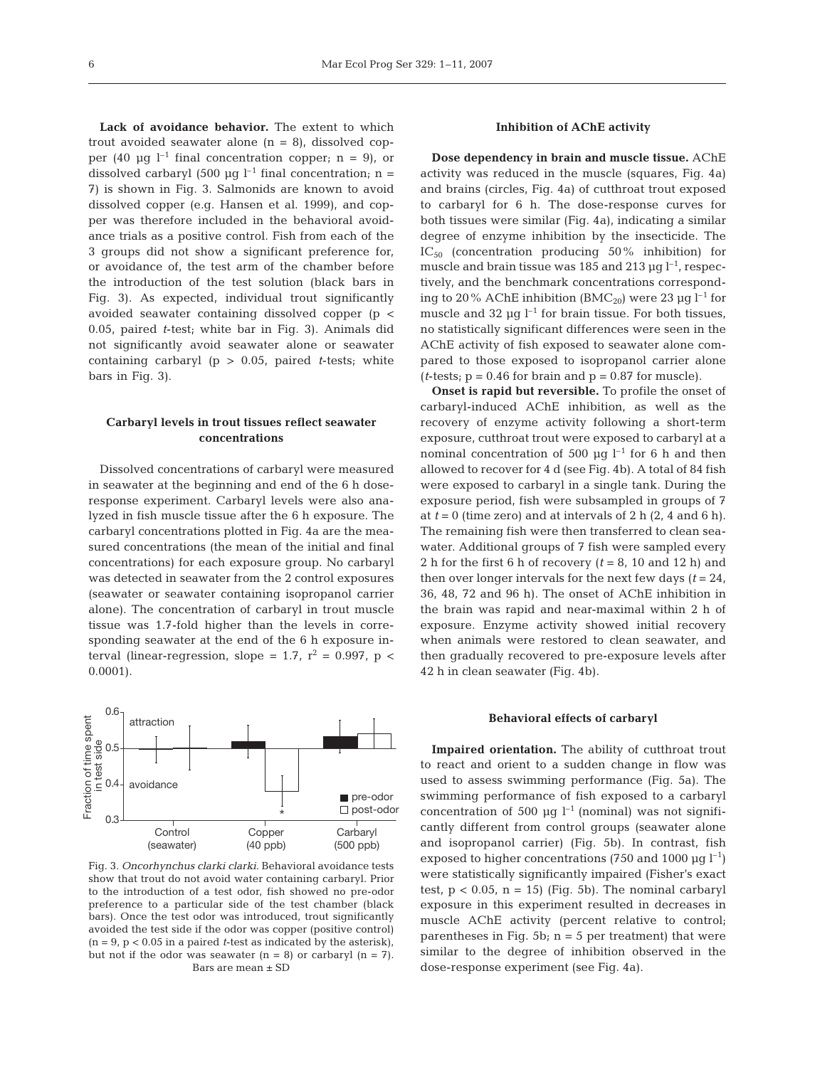**Lack of avoidance behavior.** The extent to which trout avoided seawater alone (n = 8), dissolved copper (40 µg $l^{-1}$ final concentration copper; n = 9), or dissolved carbaryl (500 µg $l^{-1}$ final concentration; n = 7) is shown in Fig. 3. Salmonids are known to avoid dissolved copper (e.g. Hansen et al. 1999), and copper was therefore included in the behavioral avoidance trials as a positive control. Fish from each of the 3 groups did not show a significant preference for, or avoidance of, the test arm of the chamber before the introduction of the test solution (black bars in Fig. 3). As expected, individual trout significantly avoided seawater containing dissolved copper ($p < 0.05$, paired *t*-test; white bar in Fig. 3). Animals did not significantly avoid seawater alone or seawater containing carbaryl ($p > 0.05$, paired *t*-tests; white bars in Fig. 3).

### Carbaryl levels in trout tissues reflect seawater concentrations

Dissolved concentrations of carbaryl were measured in seawater at the beginning and end of the 6 h dose-response experiment. Carbaryl levels were also analyzed in fish muscle tissue after the 6 h exposure. The carbaryl concentrations plotted in Fig. 4a are the measured concentrations (the mean of the initial and final concentrations) for each exposure group. No carbaryl was detected in seawater from the 2 control exposures (seawater or seawater containing isopropanol carrier alone). The concentration of carbaryl in trout muscle tissue was 1.7-fold higher than the levels in corresponding seawater at the end of the 6 h exposure interval (linear-regression, slope = 1.7, $r^2 = 0.997$, $p < 0.0001$).

Fig. 3. *Oncorhynchus clarki clarki*. Behavioral avoidance tests show that trout do not avoid water containing carbaryl. Prior to the introduction of a test odor, fish showed no pre-odor preference to a particular side of the test chamber (black bars). Once the test odor was introduced, trout significantly avoided the test side if the odor was copper (positive control) (n = 9, $p < 0.05$ in a paired *t*-test as indicated by the asterisk), but not if the odor was seawater (n = 8) or carbaryl (n = 7). Bars are mean ± SD

### Inhibition of AChE activity

**Dose dependency in brain and muscle tissue.** AChE activity was reduced in the muscle (squares, Fig. 4a) and brains (circles, Fig. 4a) of cutthroat trout exposed to carbaryl for 6 h. The dose-response curves for both tissues were similar (Fig. 4a), indicating a similar degree of enzyme inhibition by the insecticide. The $IC_{50}$ (concentration producing 50% inhibition) for muscle and brain tissue was 185 and 213 µg $l^{-1}$, respectively, and the benchmark concentrations corresponding to 20% AChE inhibition ($BMC_{20}$) were 23 µg $l^{-1}$ for muscle and 32 µg $l^{-1}$ for brain tissue. For both tissues, no statistically significant differences were seen in the AChE activity of fish exposed to seawater alone compared to those exposed to isopropanol carrier alone (*t*-tests; $p = 0.46$ for brain and $p = 0.87$ for muscle).

**Onset is rapid but reversible.** To profile the onset of carbaryl-induced AChE inhibition, as well as the recovery of enzyme activity following a short-term exposure, cutthroat trout were exposed to carbaryl at a nominal concentration of 500 µg $l^{-1}$ for 6 h and then allowed to recover for 4 d (see Fig. 4b). A total of 84 fish were exposed to carbaryl in a single tank. During the exposure period, fish were subsampled in groups of 7 at $t = 0$ (time zero) and at intervals of 2 h (2, 4 and 6 h). The remaining fish were then transferred to clean seawater. Additional groups of 7 fish were sampled every 2 h for the first 6 h of recovery ($t = 8$, 10 and 12 h) and then over longer intervals for the next few days ($t = 24$, 36, 48, 72 and 96 h). The onset of AChE inhibition in the brain was rapid and near-maximal within 2 h of exposure. Enzyme activity showed initial recovery when animals were restored to clean seawater, and then gradually recovered to pre-exposure levels after 42 h in clean seawater (Fig. 4b).

### Behavioral effects of carbaryl

**Impaired orientation.** The ability of cutthroat trout to react and orient to a sudden change in flow was used to assess swimming performance (Fig. 5a). The swimming performance of fish exposed to a carbaryl concentration of 500 µg $l^{-1}$ (nominal) was not significantly different from control groups (seawater alone and isopropanol carrier) (Fig. 5b). In contrast, fish exposed to higher concentrations (750 and 1000 µg $l^{-1}$) were statistically significantly impaired (Fisher's exact test, $p < 0.05$, n = 15) (Fig. 5b). The nominal carbaryl exposure in this experiment resulted in decreases in muscle AChE activity (percent relative to control; parentheses in Fig. 5b; n = 5 per treatment) that were similar to the degree of inhibition observed in the dose-response experiment (see Fig. 4a).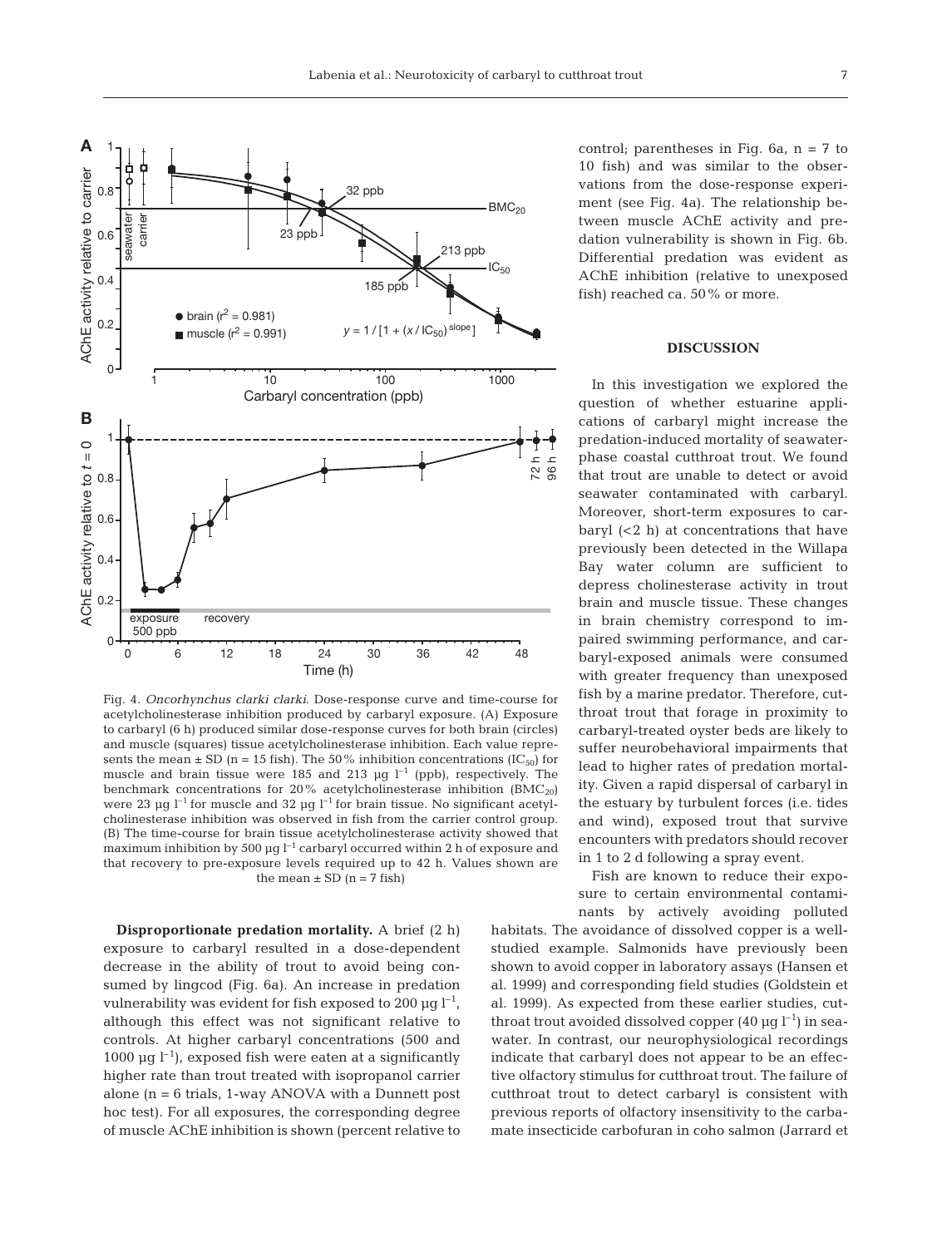Fig. 4. *Oncorhynchus clarki clarki*. Dose-response curve and time-course for acetylcholinesterase inhibition produced by carbaryl exposure. (A) Exposure to carbaryl (6 h) produced similar dose-response curves for both brain (circles) and muscle (squares) tissue acetylcholinesterase inhibition. Each value represents the mean ± SD (n = 15 fish). The 50% inhibition concentrations ($IC_{50}$) for muscle and brain tissue were 185 and 213 µg $l^{-1}$ (ppb), respectively. The benchmark concentrations for 20% acetylcholinesterase inhibition ($BMC_{20}$) were 23 µg $l^{-1}$ for muscle and 32 µg $l^{-1}$ for brain tissue. No significant acetylcholinesterase inhibition was observed in fish from the carrier control group. (B) The time-course for brain tissue acetylcholinesterase activity showed that maximum inhibition by 500 µg $l^{-1}$ carbaryl occurred within 2 h of exposure and that recovery to pre-exposure levels required up to 42 h. Values shown are the mean ± SD (n = 7 fish)

**Disproportionate predation mortality.** A brief (2 h) exposure to carbaryl resulted in a dose-dependent decrease in the ability of trout to avoid being consumed by lingcod (Fig. 6a). An increase in predation vulnerability was evident for fish exposed to 200 µg $l^{-1}$, although this effect was not significant relative to controls. At higher carbaryl concentrations (500 and 1000 µg $l^{-1}$), exposed fish were eaten at a significantly higher rate than trout treated with isopropanol carrier alone (n = 6 trials, 1-way ANOVA with a Dunnett post hoc test). For all exposures, the corresponding degree of muscle AChE inhibition is shown (percent relative to control; parentheses in Fig. 6a, n = 7 to 10 fish) and was similar to the observations from the dose-response experiment (see Fig. 4a). The relationship between muscle AChE activity and predation vulnerability is shown in Fig. 6b. Differential predation was evident as AChE inhibition (relative to unexposed fish) reached ca. 50% or more.

## DISCUSSION

In this investigation we explored the question of whether estuarine applications of carbaryl might increase the predation-induced mortality of seawater-phase coastal cutthroat trout. We found that trout are unable to detect or avoid seawater contaminated with carbaryl. Moreover, short-term exposures to carbaryl (<2 h) at concentrations that have previously been detected in the Willapa Bay water column are sufficient to depress cholinesterase activity in trout brain and muscle tissue. These changes in brain chemistry correspond to impaired swimming performance, and carbaryl-exposed animals were consumed with greater frequency than unexposed fish by a marine predator. Therefore, cutthroat trout that forage in proximity to carbaryl-treated oyster beds are likely to suffer neurobehavioral impairments that lead to higher rates of predation mortality. Given a rapid dispersal of carbaryl in the estuary by turbulent forces (i.e. tides and wind), exposed trout that survive encounters with predators should recover in 1 to 2 d following a spray event.

Fish are known to reduce their exposure to certain environmental contaminants by actively avoiding polluted habitats. The avoidance of dissolved copper is a well-studied example. Salmonids have previously been shown to avoid copper in laboratory assays (Hansen et al. 1999) and corresponding field studies (Goldstein et al. 1999). As expected from these earlier studies, cutthroat trout avoided dissolved copper (40 µg $l^{-1}$) in seawater. In contrast, our neurophysiological recordings indicate that carbaryl does not appear to be an effective olfactory stimulus for cutthroat trout. The failure of cutthroat trout to detect carbaryl is consistent with previous reports of olfactory insensitivity to the carbamate insecticide carbofuran in coho salmon (Jarrard et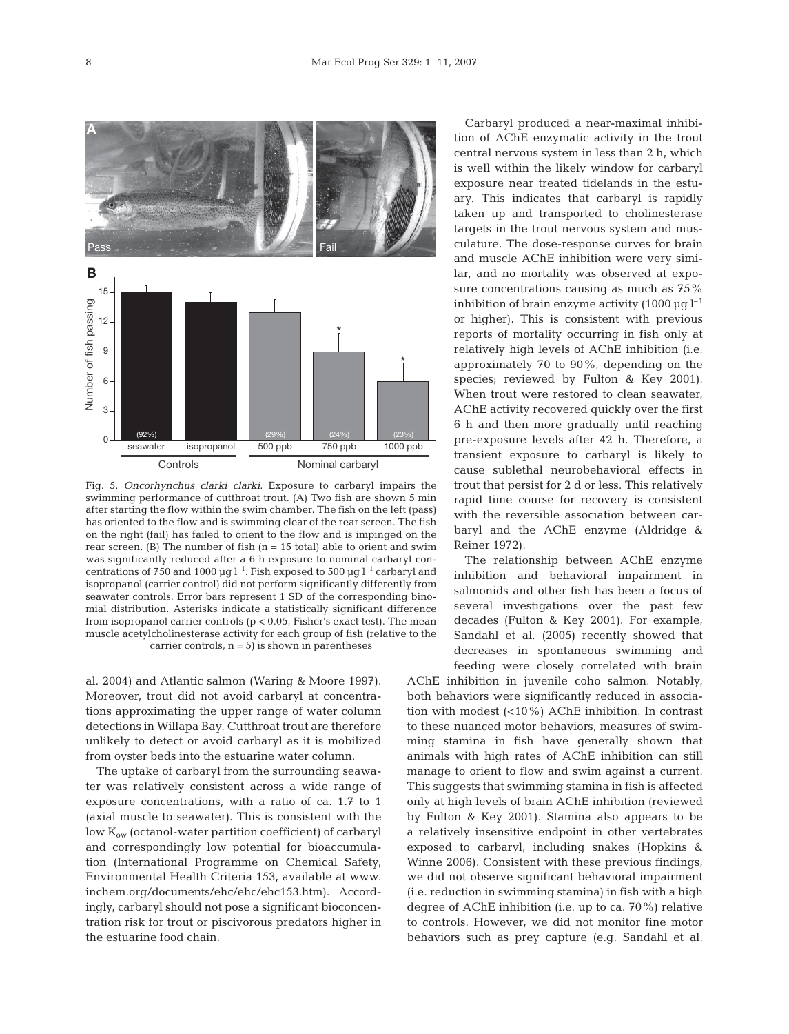Fig. 5. *Oncorhynchus clarki clarki*. Exposure to carbaryl impairs the swimming performance of cutthroat trout. (A) Two fish are shown 5 min after starting the flow within the swim chamber. The fish on the left (pass) has oriented to the flow and is swimming clear of the rear screen. The fish on the right (fail) has failed to orient to the flow and is impinged on the rear screen. (B) The number of fish (n = 15 total) able to orient and swim was significantly reduced after a 6 h exposure to nominal carbaryl concentrations of 750 and 1000 µg $l^{-1}$. Fish exposed to 500 µg $l^{-1}$ carbaryl and isopropanol (carrier control) did not perform significantly differently from seawater controls. Error bars represent 1 SD of the corresponding binomial distribution. Asterisks indicate a statistically significant difference from isopropanol carrier controls ($p < 0.05$, Fisher's exact test). The mean muscle acetylcholinesterase activity for each group of fish (relative to the carrier controls, n = 5) is shown in parentheses

al. 2004) and Atlantic salmon (Waring & Moore 1997). Moreover, trout did not avoid carbaryl at concentrations approximating the upper range of water column detections in Willapa Bay. Cutthroat trout are therefore unlikely to detect or avoid carbaryl as it is mobilized from oyster beds into the estuarine water column.

The uptake of carbaryl from the surrounding seawater was relatively consistent across a wide range of exposure concentrations, with a ratio of ca. 1.7 to 1 (axial muscle to seawater). This is consistent with the low $K_{ow}$ (octanol-water partition coefficient) of carbaryl and correspondingly low potential for bioaccumulation (International Programme on Chemical Safety, Environmental Health Criteria 153, available at www.inchem.org/documents/ehc/ehc/ehc153.htm). Accordingly, carbaryl should not pose a significant bioconcentration risk for trout or piscivorous predators higher in the estuarine food chain.

Carbaryl produced a near-maximal inhibition of AChE enzymatic activity in the trout central nervous system in less than 2 h, which is well within the likely window for carbaryl exposure near treated tidelands in the estuary. This indicates that carbaryl is rapidly taken up and transported to cholinesterase targets in the trout nervous system and musculature. The dose-response curves for brain and muscle AChE inhibition were very similar, and no mortality was observed at exposure concentrations causing as much as 75% inhibition of brain enzyme activity (1000 µg $l^{-1}$ or higher). This is consistent with previous reports of mortality occurring in fish only at relatively high levels of AChE inhibition (i.e. approximately 70 to 90%, depending on the species; reviewed by Fulton & Key 2001). When trout were restored to clean seawater, AChE activity recovered quickly over the first 6 h and then more gradually until reaching pre-exposure levels after 42 h. Therefore, a transient exposure to carbaryl is likely to cause sublethal neurobehavioral effects in trout that persist for 2 d or less. This relatively rapid time course for recovery is consistent with the reversible association between carbaryl and the AChE enzyme (Aldridge & Reiner 1972).

The relationship between AChE enzyme inhibition and behavioral impairment in salmonids and other fish has been a focus of several investigations over the past few decades (Fulton & Key 2001). For example, Sandahl et al. (2005) recently showed that decreases in spontaneous swimming and feeding were closely correlated with brain AChE inhibition in juvenile coho salmon. Notably, both behaviors were significantly reduced in association with modest (<10%) AChE inhibition. In contrast to these nuanced motor behaviors, measures of swimming stamina in fish have generally shown that animals with high rates of AChE inhibition can still manage to orient to flow and swim against a current. This suggests that swimming stamina in fish is affected only at high levels of brain AChE inhibition (reviewed by Fulton & Key 2001). Stamina also appears to be a relatively insensitive endpoint in other vertebrates exposed to carbaryl, including snakes (Hopkins & Winne 2006). Consistent with these previous findings, we did not observe significant behavioral impairment (i.e. reduction in swimming stamina) in fish with a high degree of AChE inhibition (i.e. up to ca. 70%) relative to controls. However, we did not monitor fine motor behaviors such as prey capture (e.g. Sandahl et al.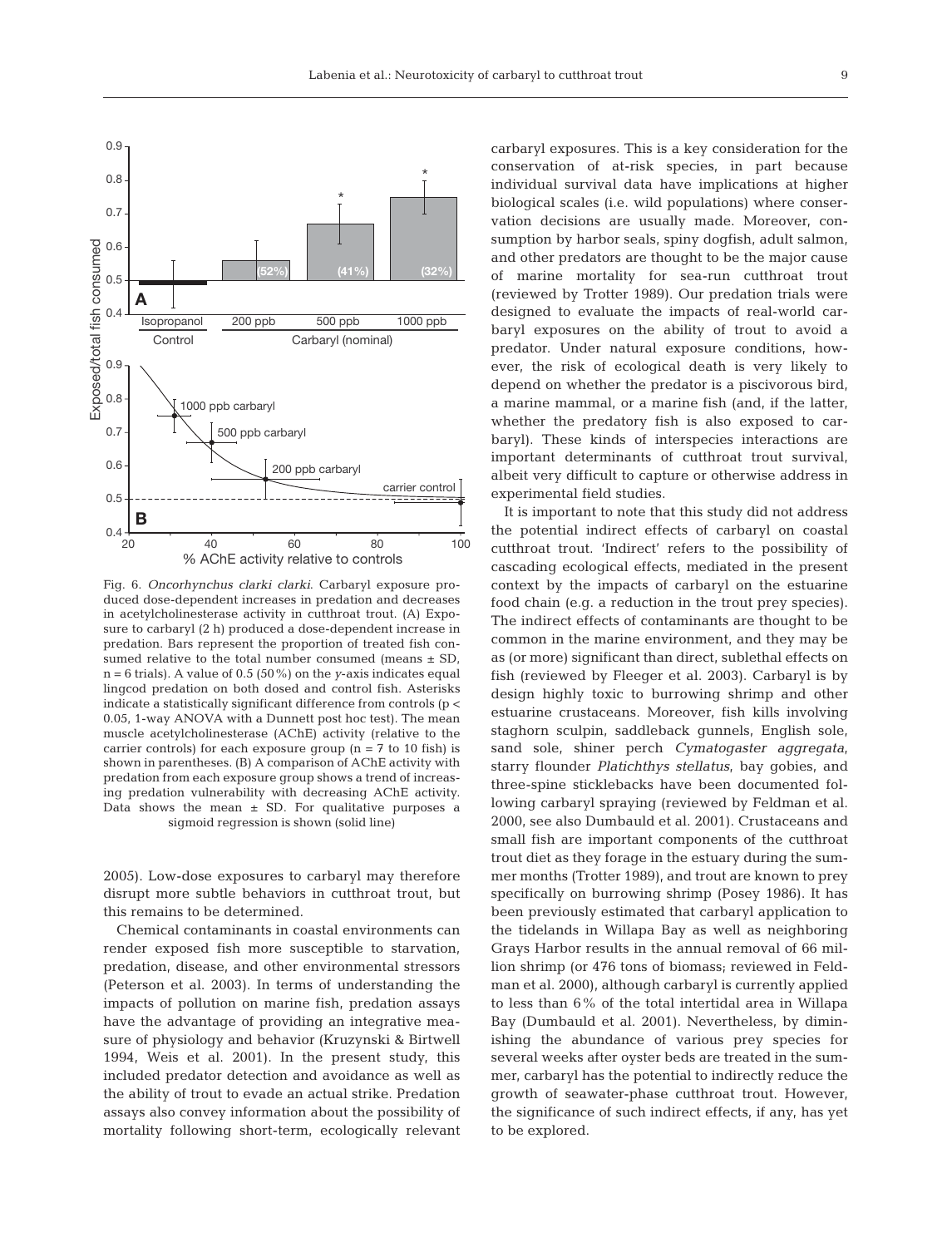Fig. 6. *Oncorhynchus clarki clarki*. Carbaryl exposure produced dose-dependent increases in predation and decreases in acetylcholinesterase activity in cutthroat trout. (A) Exposure to carbaryl (2 h) produced a dose-dependent increase in predation. Bars represent the proportion of treated fish consumed relative to the total number consumed (means ± SD, n = 6 trials). A value of 0.5 (50%) on the *y*-axis indicates equal lingcod predation on both dosed and control fish. Asterisks indicate a statistically significant difference from controls ($p < 0.05$, 1-way ANOVA with a Dunnett post hoc test). The mean muscle acetylcholinesterase (AChE) activity (relative to the carrier controls) for each exposure group (n = 7 to 10 fish) is shown in parentheses. (B) A comparison of AChE activity with predation from each exposure group shows a trend of increasing predation vulnerability with decreasing AChE activity. Data shows the mean ± SD. For qualitative purposes a sigmoid regression is shown (solid line)

2005). Low-dose exposures to carbaryl may therefore disrupt more subtle behaviors in cutthroat trout, but this remains to be determined.

Chemical contaminants in coastal environments can render exposed fish more susceptible to starvation, predation, disease, and other environmental stressors (Peterson et al. 2003). In terms of understanding the impacts of pollution on marine fish, predation assays have the advantage of providing an integrative measure of physiology and behavior (Kruzynski & Birtwell 1994, Weis et al. 2001). In the present study, this included predator detection and avoidance as well as the ability of trout to evade an actual strike. Predation assays also convey information about the possibility of mortality following short-term, ecologically relevant carbaryl exposures. This is a key consideration for the conservation of at-risk species, in part because individual survival data have implications at higher biological scales (i.e. wild populations) where conservation decisions are usually made. Moreover, consumption by harbor seals, spiny dogfish, adult salmon, and other predators are thought to be the major cause of marine mortality for sea-run cutthroat trout (reviewed by Trotter 1989). Our predation trials were designed to evaluate the impacts of real-world carbaryl exposures on the ability of trout to avoid a predator. Under natural exposure conditions, however, the risk of ecological death is very likely to depend on whether the predator is a piscivorous bird, a marine mammal, or a marine fish (and, if the latter, whether the predatory fish is also exposed to carbaryl). These kinds of interspecies interactions are important determinants of cutthroat trout survival, albeit very difficult to capture or otherwise address in experimental field studies.

It is important to note that this study did not address the potential indirect effects of carbaryl on coastal cutthroat trout. 'Indirect' refers to the possibility of cascading ecological effects, mediated in the present context by the impacts of carbaryl on the estuarine food chain (e.g. a reduction in the trout prey species). The indirect effects of contaminants are thought to be common in the marine environment, and they may be as (or more) significant than direct, sublethal effects on fish (reviewed by Fleeger et al. 2003). Carbaryl is by design highly toxic to burrowing shrimp and other estuarine crustaceans. Moreover, fish kills involving staghorn sculpin, saddleback gunnels, English sole, sand sole, shiner perch *Cymatogaster aggregata*, starry flounder *Platichthys stellatus*, bay gobies, and three-spine sticklebacks have been documented following carbaryl spraying (reviewed by Feldman et al. 2000, see also Dumbauld et al. 2001). Crustaceans and small fish are important components of the cutthroat trout diet as they forage in the estuary during the summer months (Trotter 1989), and trout are known to prey specifically on burrowing shrimp (Posey 1986). It has been previously estimated that carbaryl application to the tidelands in Willapa Bay as well as neighboring Grays Harbor results in the annual removal of 66 million shrimp (or 476 tons of biomass; reviewed in Feldman et al. 2000), although carbaryl is currently applied to less than 6% of the total intertidal area in Willapa Bay (Dumbauld et al. 2001). Nevertheless, by diminishing the abundance of various prey species for several weeks after oyster beds are treated in the summer, carbaryl has the potential to indirectly reduce the growth of seawater-phase cutthroat trout. However, the significance of such indirect effects, if any, has yet to be explored.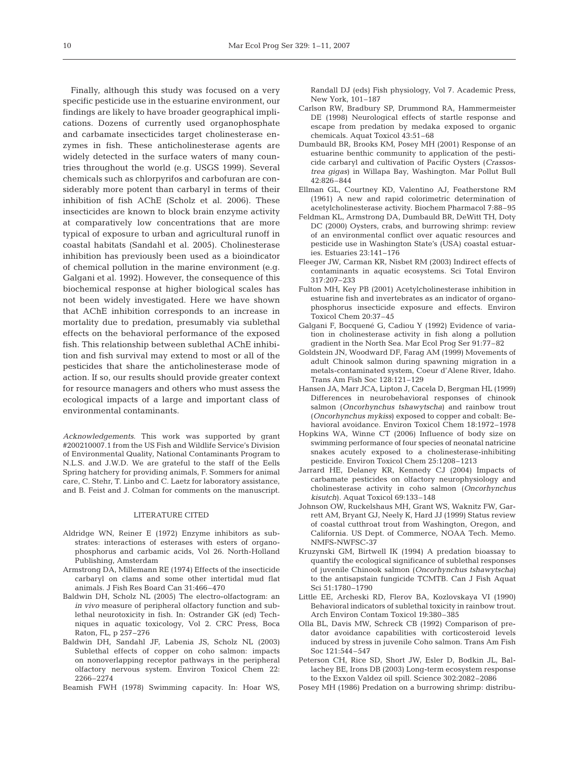Finally, although this study was focused on a very specific pesticide use in the estuarine environment, our findings are likely to have broader geographical implications. Dozens of currently used organophosphate and carbamate insecticides target cholinesterase enzymes in fish. These anticholinesterase agents are widely detected in the surface waters of many countries throughout the world (e.g. USGS 1999). Several chemicals such as chlorpyrifos and carbofuran are considerably more potent than carbaryl in terms of their inhibition of fish AChE (Scholz et al. 2006). These insecticides are known to block brain enzyme activity at comparatively low concentrations that are more typical of exposure to urban and agricultural runoff in coastal habitats (Sandahl et al. 2005). Cholinesterase inhibition has previously been used as a bioindicator of chemical pollution in the marine environment (e.g. Galgani et al. 1992). However, the consequence of this biochemical response at higher biological scales has not been widely investigated. Here we have shown that AChE inhibition corresponds to an increase in mortality due to predation, presumably via sublethal effects on the behavioral performance of the exposed fish. This relationship between sublethal AChE inhibition and fish survival may extend to most or all of the pesticides that share the anticholinesterase mode of action. If so, our results should provide greater context for resource managers and others who must assess the ecological impacts of a large and important class of environmental contaminants.

*Acknowledgements.* This work was supported by grant #200210007.1 from the US Fish and Wildlife Service's Division of Environmental Quality, National Contaminants Program to N.L.S. and J.W.D. We are grateful to the staff of the Eells Spring hatchery for providing animals, F. Sommers for animal care, C. Stehr, T. Linbo and C. Laetz for laboratory assistance, and B. Feist and J. Colman for comments on the manuscript.

## LITERATURE CITED

- Aldridge WN, Reiner E (1972) Enzyme inhibitors as substrates: interactions of esterases with esters of organophosphorus and carbamic acids, Vol 26. North-Holland Publishing, Amsterdam
- Armstrong DA, Millemann RE (1974) Effects of the insecticide carbaryl on clams and some other intertidal mud flat animals. J Fish Res Board Can 31:466–470
- Baldwin DH, Scholz NL (2005) The electro-olfactogram: an *in vivo* measure of peripheral olfactory function and sublethal neurotoxicity in fish. In: Ostrander GK (ed) Techniques in aquatic toxicology, Vol 2. CRC Press, Boca Raton, FL, p 257–276
- Baldwin DH, Sandahl JF, Labenia JS, Scholz NL (2003) Sublethal effects of copper on coho salmon: impacts on nonoverlapping receptor pathways in the peripheral olfactory nervous system. Environ Toxicol Chem 22: 2266–2274
- Beamish FWH (1978) Swimming capacity. In: Hoar WS, Randall DJ (eds) Fish physiology, Vol 7. Academic Press, New York, 101–187
- Carlson RW, Bradbury SP, Drummond RA, Hammermeister DE (1998) Neurological effects of startle response and escape from predation by medaka exposed to organic chemicals. Aquat Toxicol 43:51–68
- Dumbauld BR, Brooks KM, Posey MH (2001) Response of an estuarine benthic community to application of the pesticide carbaryl and cultivation of Pacific Oysters (*Crassostrea gigas*) in Willapa Bay, Washington. Mar Pollut Bull 42:826–844
- Ellman GL, Courtney KD, Valentino AJ, Featherstone RM (1961) A new and rapid colorimetric determination of acetylcholinesterase activity. Biochem Pharmacol 7:88–95
- Feldman KL, Armstrong DA, Dumbauld BR, DeWitt TH, Doty DC (2000) Oysters, crabs, and burrowing shrimp: review of an environmental conflict over aquatic resources and pesticide use in Washington State's (USA) coastal estuaries. Estuaries 23:141–176
- Fleeger JW, Carman KR, Nisbet RM (2003) Indirect effects of contaminants in aquatic ecosystems. Sci Total Environ 317:207–233
- Fulton MH, Key PB (2001) Acetylcholinesterase inhibition in estuarine fish and invertebrates as an indicator of organophosphorus insecticide exposure and effects. Environ Toxicol Chem 20:37–45
- Galgani F, Bocquené G, Cadiou Y (1992) Evidence of variation in cholinesterase activity in fish along a pollution gradient in the North Sea. Mar Ecol Prog Ser 91:77–82
- Goldstein JN, Woodward DF, Farag AM (1999) Movements of adult Chinook salmon during spawning migration in a metals-contaminated system, Coeur d'Alene River, Idaho. Trans Am Fish Soc 128:121–129
- Hansen JA, Marr JCA, Lipton J, Cacela D, Bergman HL (1999) Differences in neurobehavioral responses of chinook salmon (*Oncorhynchus tshawytscha*) and rainbow trout (*Oncorhynchus mykiss*) exposed to copper and cobalt: Behavioral avoidance. Environ Toxicol Chem 18:1972–1978
- Hopkins WA, Winne CT (2006) Influence of body size on swimming performance of four species of neonatal natricine snakes acutely exposed to a cholinesterase-inhibiting pesticide. Environ Toxicol Chem 25:1208–1213
- Jarrard HE, Delaney KR, Kennedy CJ (2004) Impacts of carbamate pesticides on olfactory neurophysiology and cholinesterase activity in coho salmon (*Oncorhynchus kisutch*). Aquat Toxicol 69:133–148
- Johnson OW, Ruckelshaus MH, Grant WS, Waknitz FW, Garrett AM, Bryant GJ, Neely K, Hard JJ (1999) Status review of coastal cutthroat trout from Washington, Oregon, and California. US Dept. of Commerce, NOAA Tech. Memo. NMFS-NWFSC-37
- Kruzynski GM, Birtwell IK (1994) A predation bioassay to quantify the ecological significance of sublethal responses of juvenile Chinook salmon (*Oncorhynchus tshawytscha*) to the antisapstain fungicide TCMTB. Can J Fish Aquat Sci 51:1780–1790
- Little EE, Archeski RD, Flerov BA, Kozlovskaya VI (1990) Behavioral indicators of sublethal toxicity in rainbow trout. Arch Environ Contam Toxicol 19:380–385
- Olla BL, Davis MW, Schreck CB (1992) Comparison of predator avoidance capabilities with corticosteroid levels induced by stress in juvenile Coho salmon. Trans Am Fish Soc 121:544–547
- Peterson CH, Rice SD, Short JW, Esler D, Bodkin JL, Ballachey BE, Irons DB (2003) Long-term ecosystem response to the Exxon Valdez oil spill. Science 302:2082–2086
- Posey MH (1986) Predation on a burrowing shrimp: distribu-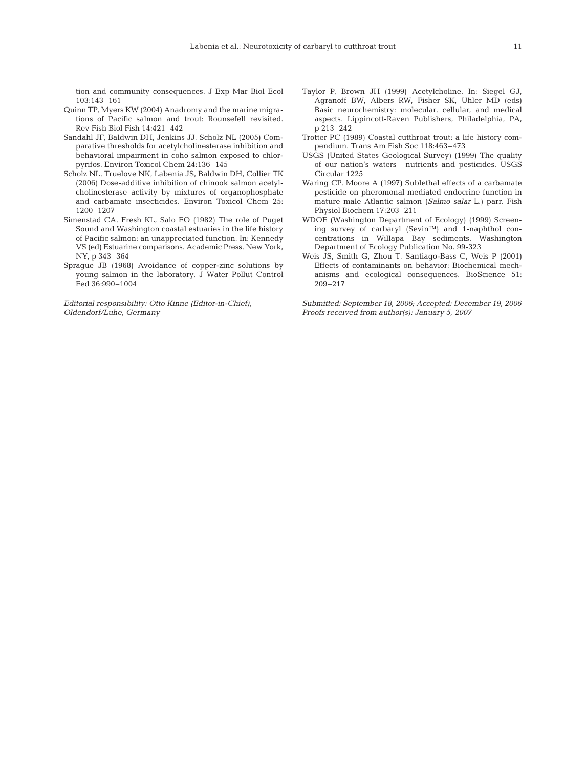tion and community consequences. J Exp Mar Biol Ecol 103:143–161

Quinn TP, Myers KW (2004) Anadromy and the marine migrations of Pacific salmon and trout: Rounsefell revisited. Rev Fish Biol Fish 14:421–442

Sandahl JF, Baldwin DH, Jenkins JJ, Scholz NL (2005) Comparative thresholds for acetylcholinesterase inhibition and behavioral impairment in coho salmon exposed to chlorpyrifos. Environ Toxicol Chem 24:136–145

Scholz NL, Truelove NK, Labenia JS, Baldwin DH, Collier TK (2006) Dose-additive inhibition of chinook salmon acetylcholinesterase activity by mixtures of organophosphate and carbamate insecticides. Environ Toxicol Chem 25: 1200–1207

Simenstad CA, Fresh KL, Salo EO (1982) The role of Puget Sound and Washington coastal estuaries in the life history of Pacific salmon: an unappreciated function. In: Kennedy VS (ed) Estuarine comparisons. Academic Press, New York, NY, p 343–364

Sprague JB (1968) Avoidance of copper-zinc solutions by young salmon in the laboratory. J Water Pollut Control Fed 36:990–1004

Taylor P, Brown JH (1999) Acetylcholine. In: Siegel GJ, Agranoff BW, Albers RW, Fisher SK, Uhler MD (eds) Basic neurochemistry: molecular, cellular, and medical aspects. Lippincott-Raven Publishers, Philadelphia, PA, p 213–242

Trotter PC (1989) Coastal cutthroat trout: a life history compendium. Trans Am Fish Soc 118:463–473

USGS (United States Geological Survey) (1999) The quality of our nation's waters—nutrients and pesticides. USGS Circular 1225

Waring CP, Moore A (1997) Sublethal effects of a carbamate pesticide on pheromonal mediated endocrine function in mature male Atlantic salmon (*Salmo salar* L.) parr. Fish Physiol Biochem 17:203–211

WDOE (Washington Department of Ecology) (1999) Screening survey of carbaryl (Sevin™) and 1-naphthol concentrations in Willapa Bay sediments. Washington Department of Ecology Publication No. 99-323

Weis JS, Smith G, Zhou T, Santiago-Bass C, Weis P (2001) Effects of contaminants on behavior: Biochemical mechanisms and ecological consequences. BioScience 51: 209–217

*Editorial responsibility: Otto Kinne (Editor-in-Chief), Oldendorf/Luhe, Germany*

*Submitted: September 18, 2006; Accepted: December 19, 2006*
*Proofs received from author(s): January 5, 2007*